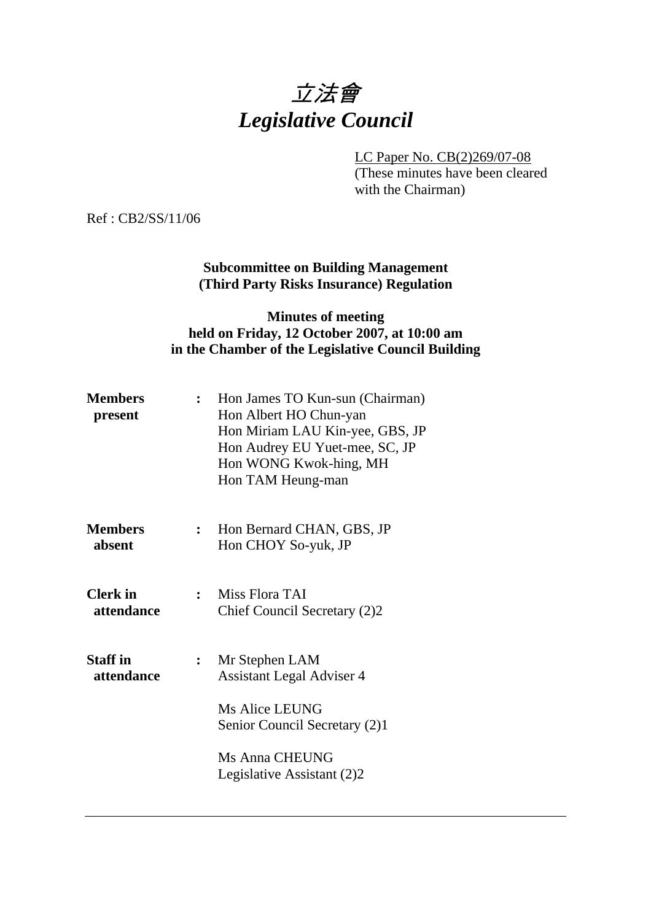# *立法會*
# *Legislative Council*

LC Paper No. CB(2)269/07-08
(These minutes have been cleared with the Chairman)

Ref : CB2/SS/11/06

**Subcommittee on Building Management (Third Party Risks Insurance) Regulation**

**Minutes of meeting held on Friday, 12 October 2007, at 10:00 am in the Chamber of the Legislative Council Building**

| | | |
|---|---|---|
| **Members present** | : | Hon James TO Kun-sun (Chairman)<br>Hon Albert HO Chun-yan<br>Hon Miriam LAU Kin-yee, GBS, JP<br>Hon Audrey EU Yuet-mee, SC, JP<br>Hon WONG Kwok-hing, MH<br>Hon TAM Heung-man |
| **Members absent** | : | Hon Bernard CHAN, GBS, JP<br>Hon CHOY So-yuk, JP |
| **Clerk in attendance** | : | Miss Flora TAI<br>Chief Council Secretary (2)2 |
| **Staff in attendance** | : | Mr Stephen LAM<br>Assistant Legal Adviser 4<br><br>Ms Alice LEUNG<br>Senior Council Secretary (2)1<br><br>Ms Anna CHEUNG<br>Legislative Assistant (2)2 |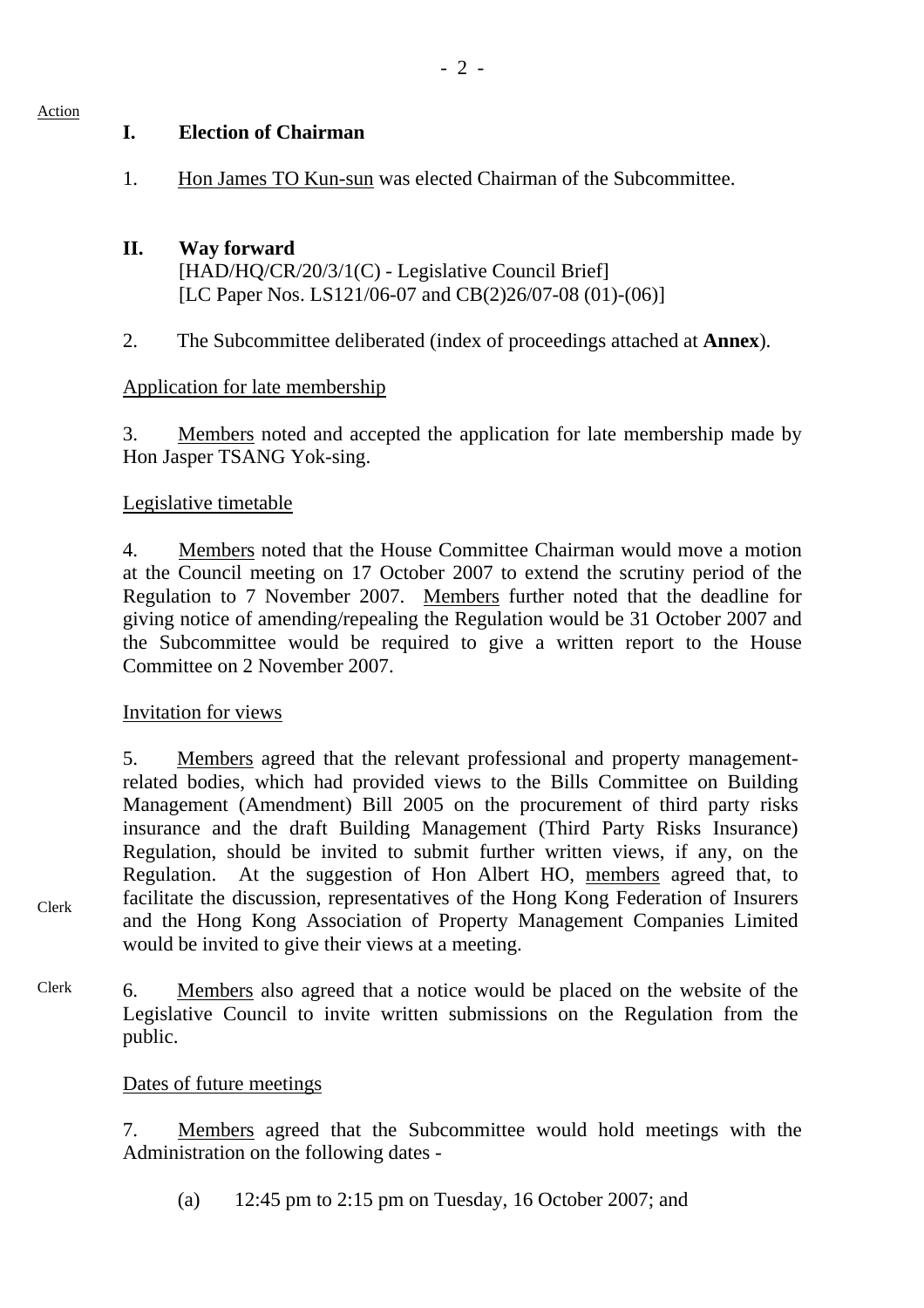Action

## I. Election of Chairman

1. Hon James TO Kun-sun was elected Chairman of the Subcommittee.

## II. Way forward

[HAD/HQ/CR/20/3/1(C) - Legislative Council Brief]
[LC Paper Nos. LS121/06-07 and CB(2)26/07-08 (01)-(06)]

2. The Subcommittee deliberated (index of proceedings attached at **Annex**).

Application for late membership

3. Members noted and accepted the application for late membership made by Hon Jasper TSANG Yok-sing.

Legislative timetable

4. Members noted that the House Committee Chairman would move a motion at the Council meeting on 17 October 2007 to extend the scrutiny period of the Regulation to 7 November 2007. Members further noted that the deadline for giving notice of amending/repealing the Regulation would be 31 October 2007 and the Subcommittee would be required to give a written report to the House Committee on 2 November 2007.

Invitation for views

5. Members agreed that the relevant professional and property management-related bodies, which had provided views to the Bills Committee on Building Management (Amendment) Bill 2005 on the procurement of third party risks insurance and the draft Building Management (Third Party Risks Insurance) Regulation, should be invited to submit further written views, if any, on the Regulation. At the suggestion of Hon Albert HO, members agreed that, to facilitate the discussion, representatives of the Hong Kong Federation of Insurers and the Hong Kong Association of Property Management Companies Limited would be invited to give their views at a meeting.

Clerk

6. Members also agreed that a notice would be placed on the website of the Legislative Council to invite written submissions on the Regulation from the public.

Clerk

Dates of future meetings

7. Members agreed that the Subcommittee would hold meetings with the Administration on the following dates -

(a) 12:45 pm to 2:15 pm on Tuesday, 16 October 2007; and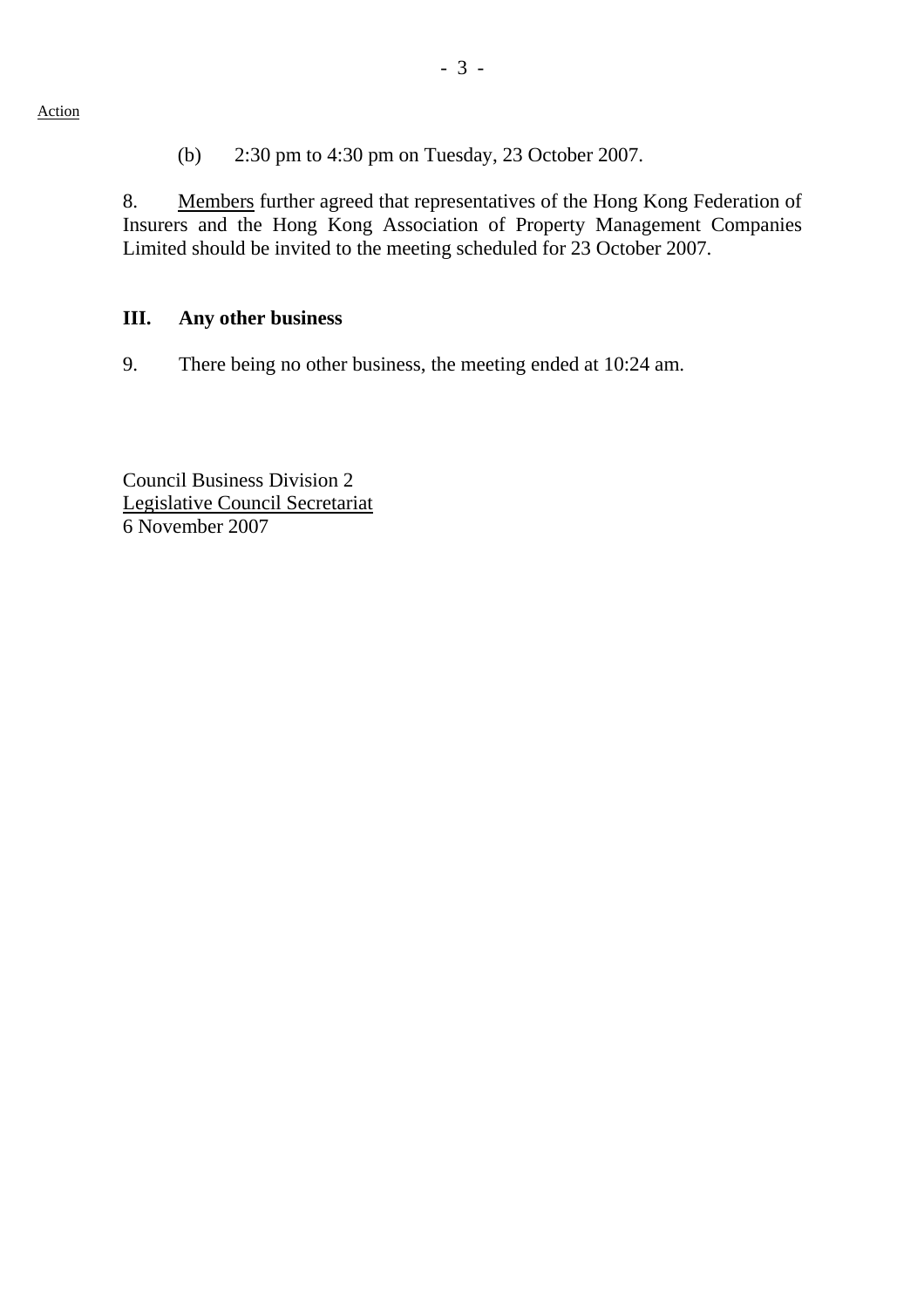Action

(b) 2:30 pm to 4:30 pm on Tuesday, 23 October 2007.

8. Members further agreed that representatives of the Hong Kong Federation of Insurers and the Hong Kong Association of Property Management Companies Limited should be invited to the meeting scheduled for 23 October 2007.

### III. Any other business

9. There being no other business, the meeting ended at 10:24 am.

Council Business Division 2
Legislative Council Secretariat
6 November 2007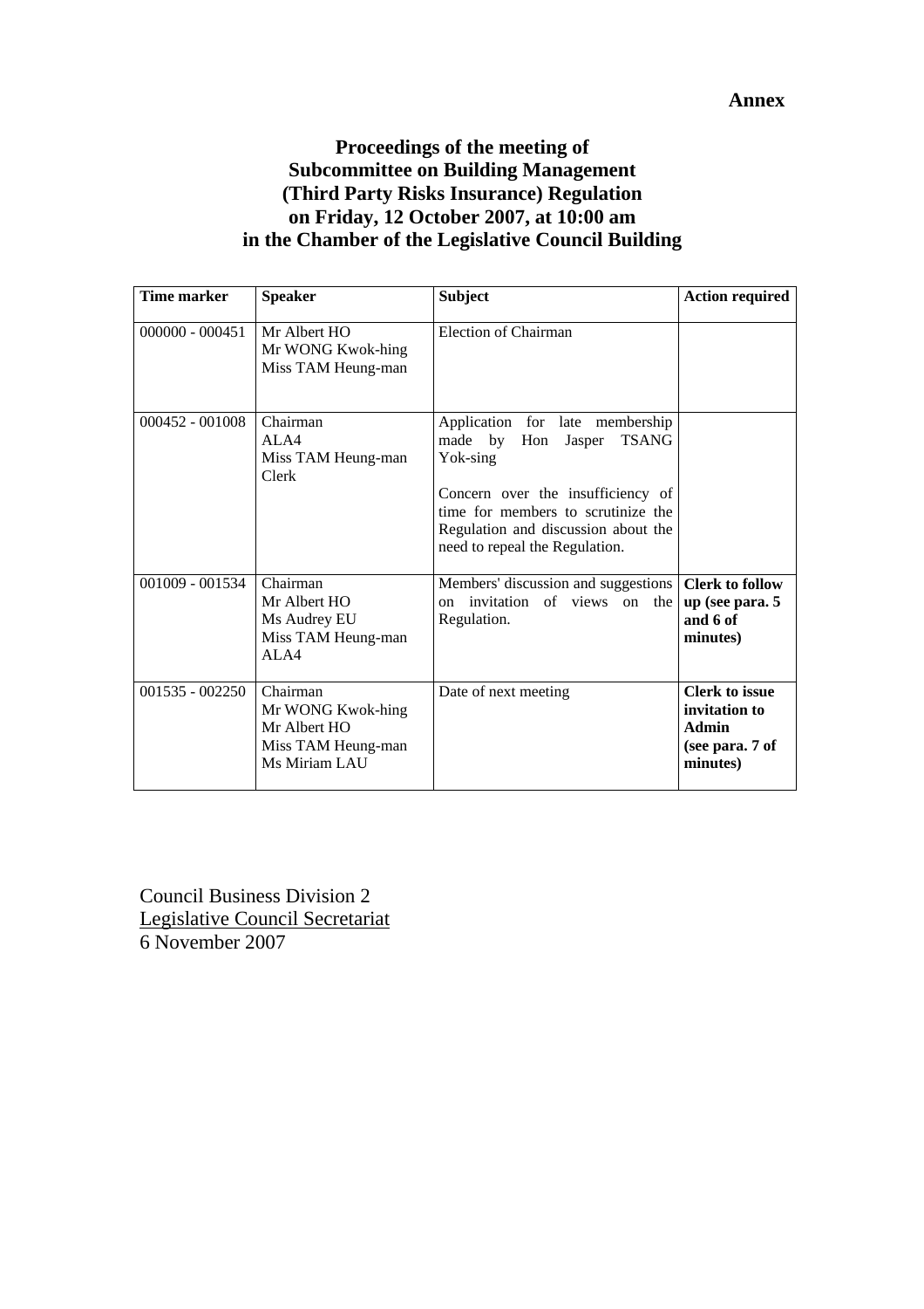**Annex**

# Proceedings of the meeting of Subcommittee on Building Management (Third Party Risks Insurance) Regulation on Friday, 12 October 2007, at 10:00 am in the Chamber of the Legislative Council Building

| Time marker | Speaker | Subject | Action required |
|---|---|---|---|
| 000000 - 000451 | Mr Albert HO<br>Mr WONG Kwok-hing<br>Miss TAM Heung-man | Election of Chairman | |
| 000452 - 001008 | Chairman<br>ALA4<br>Miss TAM Heung-man<br>Clerk | Application for late membership made by Hon Jasper TSANG Yok-sing<br><br>Concern over the insufficiency of time for members to scrutinize the Regulation and discussion about the need to repeal the Regulation. | |
| 001009 - 001534 | Chairman<br>Mr Albert HO<br>Ms Audrey EU<br>Miss TAM Heung-man<br>ALA4 | Members' discussion and suggestions on invitation of views on the Regulation. | **Clerk to follow up (see para. 5 and 6 of minutes)** |
| 001535 - 002250 | Chairman<br>Mr WONG Kwok-hing<br>Mr Albert HO<br>Miss TAM Heung-man<br>Ms Miriam LAU | Date of next meeting | **Clerk to issue invitation to Admin (see para. 7 of minutes)** |

Council Business Division 2
Legislative Council Secretariat
6 November 2007